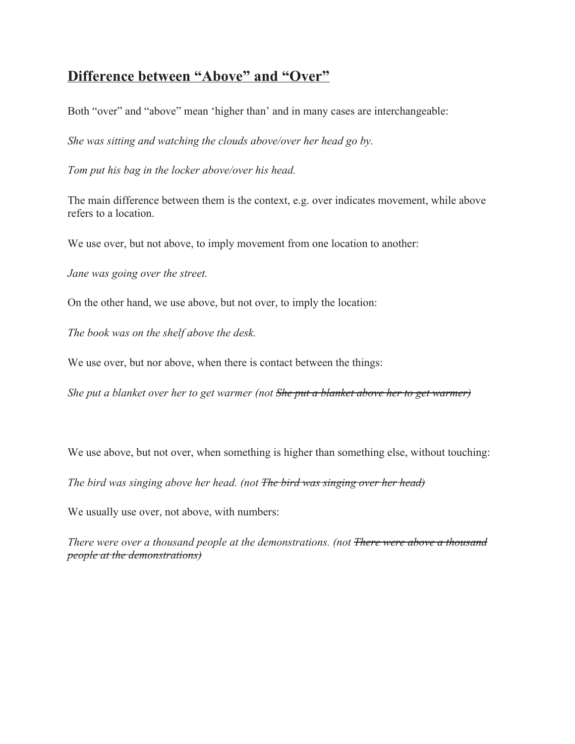## <u>Difference between “Above” and “Over”</u>

Both “over” and “above” mean ‘higher than’ and in many cases are interchangeable:

*She was sitting and watching the clouds above/over her head go by.*

*Tom put his bag in the locker above/over his head.*

The main difference between them is the context, e.g. over indicates movement, while above refers to a location.

We use over, but not above, to imply movement from one location to another:

*Jane was going over the street.*

On the other hand, we use above, but not over, to imply the location:

*The book was on the shelf above the desk.*

We use over, but nor above, when there is contact between the things:

*She put a blanket over her to get warmer (not ~~She put a blanket above her to get warmer)~~*

We use above, but not over, when something is higher than something else, without touching:

*The bird was singing above her head. (not ~~The bird was singing over her head)~~*

We usually use over, not above, with numbers:

*There were over a thousand people at the demonstrations. (not ~~There were above a thousand people at the demonstrations)~~*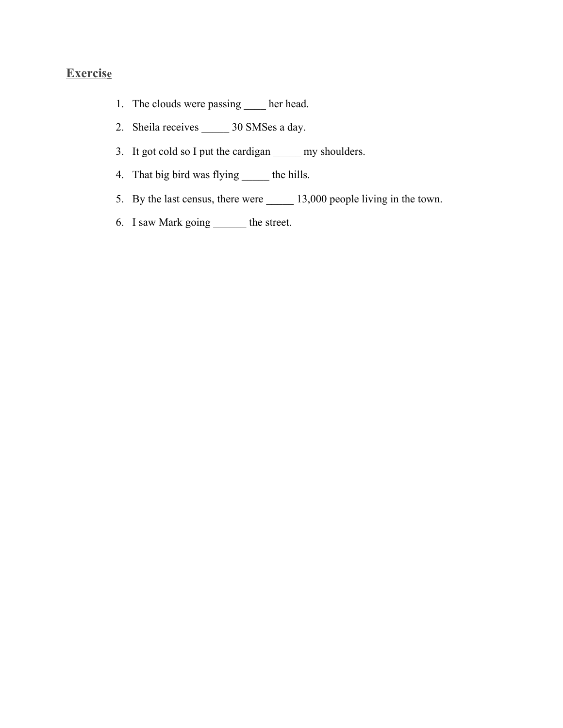## Exercise

1. The clouds were passing ____ her head.
2. Sheila receives _____ 30 SMSes a day.
3. It got cold so I put the cardigan _____ my shoulders.
4. That big bird was flying _____ the hills.
5. By the last census, there were _____ 13,000 people living in the town.
6. I saw Mark going ______ the street.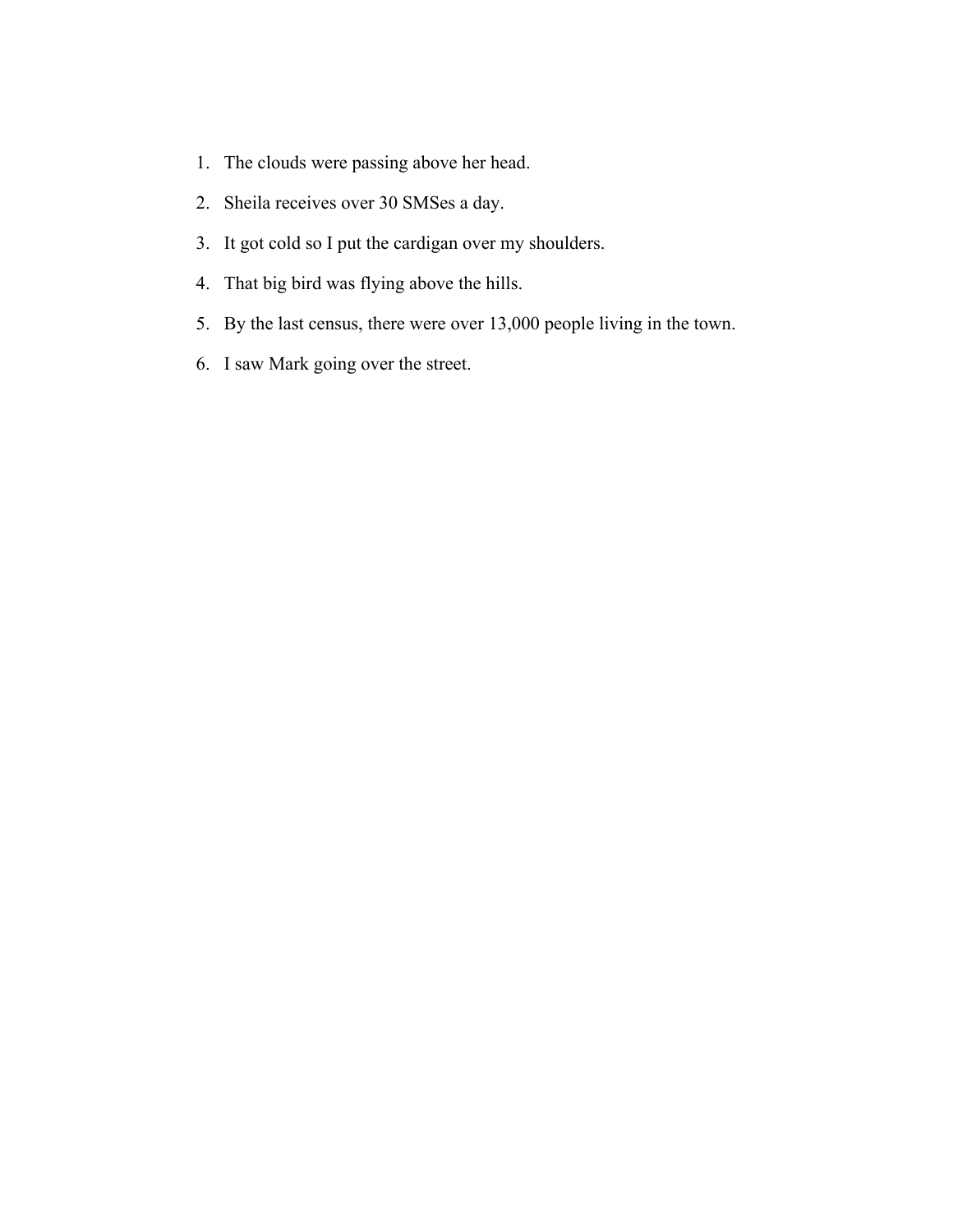1. The clouds were passing above her head.
2. Sheila receives over 30 SMSes a day.
3. It got cold so I put the cardigan over my shoulders.
4. That big bird was flying above the hills.
5. By the last census, there were over 13,000 people living in the town.
6. I saw Mark going over the street.